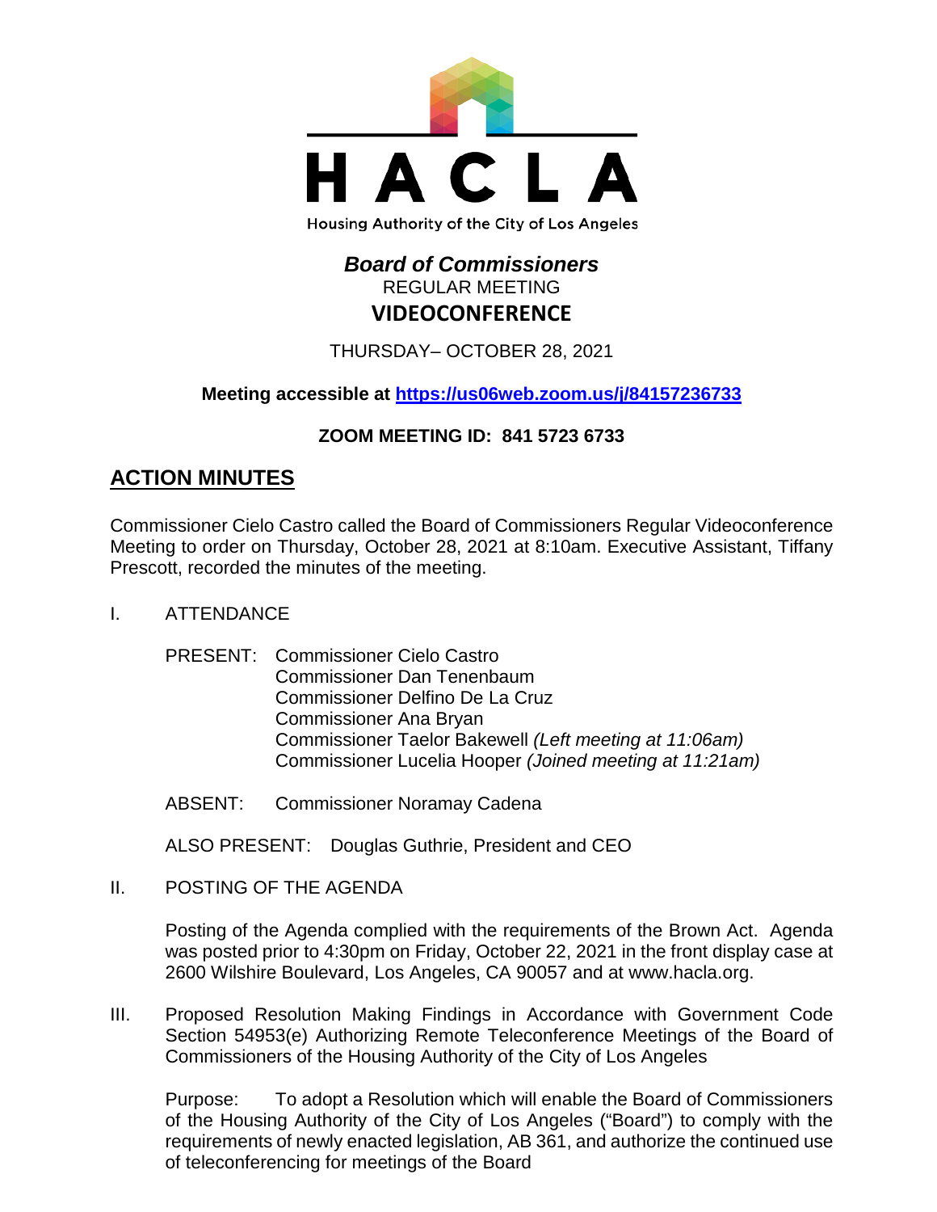HACLA

Housing Authority of the City of Los Angeles

# *Board of Commissioners*

REGULAR MEETING

**VIDEOCONFERENCE**

THURSDAY– OCTOBER 28, 2021

**Meeting accessible at [https://us06web.zoom.us/j/84157236733](https://us06web.zoom.us/j/84157236733)**

**ZOOM MEETING ID: 841 5723 6733**

## ACTION MINUTES

Commissioner Cielo Castro called the Board of Commissioners Regular Videoconference Meeting to order on Thursday, October 28, 2021 at 8:10am. Executive Assistant, Tiffany Prescott, recorded the minutes of the meeting.

I. ATTENDANCE

PRESENT: Commissioner Cielo Castro
Commissioner Dan Tenenbaum
Commissioner Delfino De La Cruz
Commissioner Ana Bryan
Commissioner Taelor Bakewell *(Left meeting at 11:06am)*
Commissioner Lucelia Hooper *(Joined meeting at 11:21am)*

ABSENT: Commissioner Noramay Cadena

ALSO PRESENT: Douglas Guthrie, President and CEO

II. POSTING OF THE AGENDA

Posting of the Agenda complied with the requirements of the Brown Act. Agenda was posted prior to 4:30pm on Friday, October 22, 2021 in the front display case at 2600 Wilshire Boulevard, Los Angeles, CA 90057 and at www.hacla.org.

III. Proposed Resolution Making Findings in Accordance with Government Code Section 54953(e) Authorizing Remote Teleconference Meetings of the Board of Commissioners of the Housing Authority of the City of Los Angeles

Purpose: To adopt a Resolution which will enable the Board of Commissioners of the Housing Authority of the City of Los Angeles ("Board") to comply with the requirements of newly enacted legislation, AB 361, and authorize the continued use of teleconferencing for meetings of the Board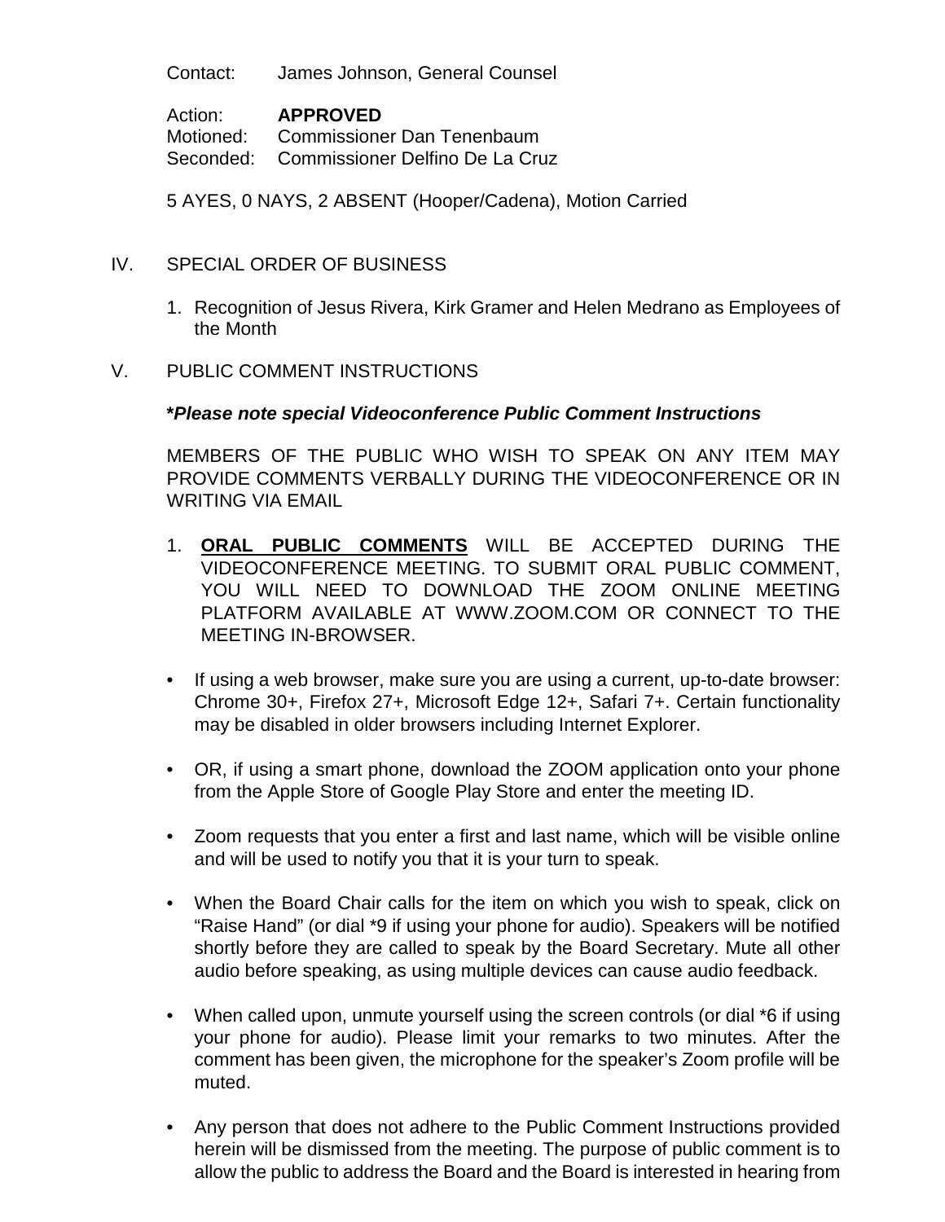Contact: James Johnson, General Counsel

Action: **APPROVED**
Motioned: Commissioner Dan Tenenbaum
Seconded: Commissioner Delfino De La Cruz

5 AYES, 0 NAYS, 2 ABSENT (Hooper/Cadena), Motion Carried

IV. SPECIAL ORDER OF BUSINESS

1. Recognition of Jesus Rivera, Kirk Gramer and Helen Medrano as Employees of the Month

V. PUBLIC COMMENT INSTRUCTIONS

***Please note special Videoconference Public Comment Instructions***

MEMBERS OF THE PUBLIC WHO WISH TO SPEAK ON ANY ITEM MAY PROVIDE COMMENTS VERBALLY DURING THE VIDEOCONFERENCE OR IN WRITING VIA EMAIL

1. <u>**ORAL PUBLIC COMMENTS**</u> WILL BE ACCEPTED DURING THE VIDEOCONFERENCE MEETING. TO SUBMIT ORAL PUBLIC COMMENT, YOU WILL NEED TO DOWNLOAD THE ZOOM ONLINE MEETING PLATFORM AVAILABLE AT WWW.ZOOM.COM OR CONNECT TO THE MEETING IN-BROWSER.

- If using a web browser, make sure you are using a current, up-to-date browser: Chrome 30+, Firefox 27+, Microsoft Edge 12+, Safari 7+. Certain functionality may be disabled in older browsers including Internet Explorer.
- OR, if using a smart phone, download the ZOOM application onto your phone from the Apple Store of Google Play Store and enter the meeting ID.
- Zoom requests that you enter a first and last name, which will be visible online and will be used to notify you that it is your turn to speak.
- When the Board Chair calls for the item on which you wish to speak, click on "Raise Hand" (or dial *9 if using your phone for audio). Speakers will be notified shortly before they are called to speak by the Board Secretary. Mute all other audio before speaking, as using multiple devices can cause audio feedback.
- When called upon, unmute yourself using the screen controls (or dial *6 if using your phone for audio). Please limit your remarks to two minutes. After the comment has been given, the microphone for the speaker's Zoom profile will be muted.
- Any person that does not adhere to the Public Comment Instructions provided herein will be dismissed from the meeting. The purpose of public comment is to allow the public to address the Board and the Board is interested in hearing from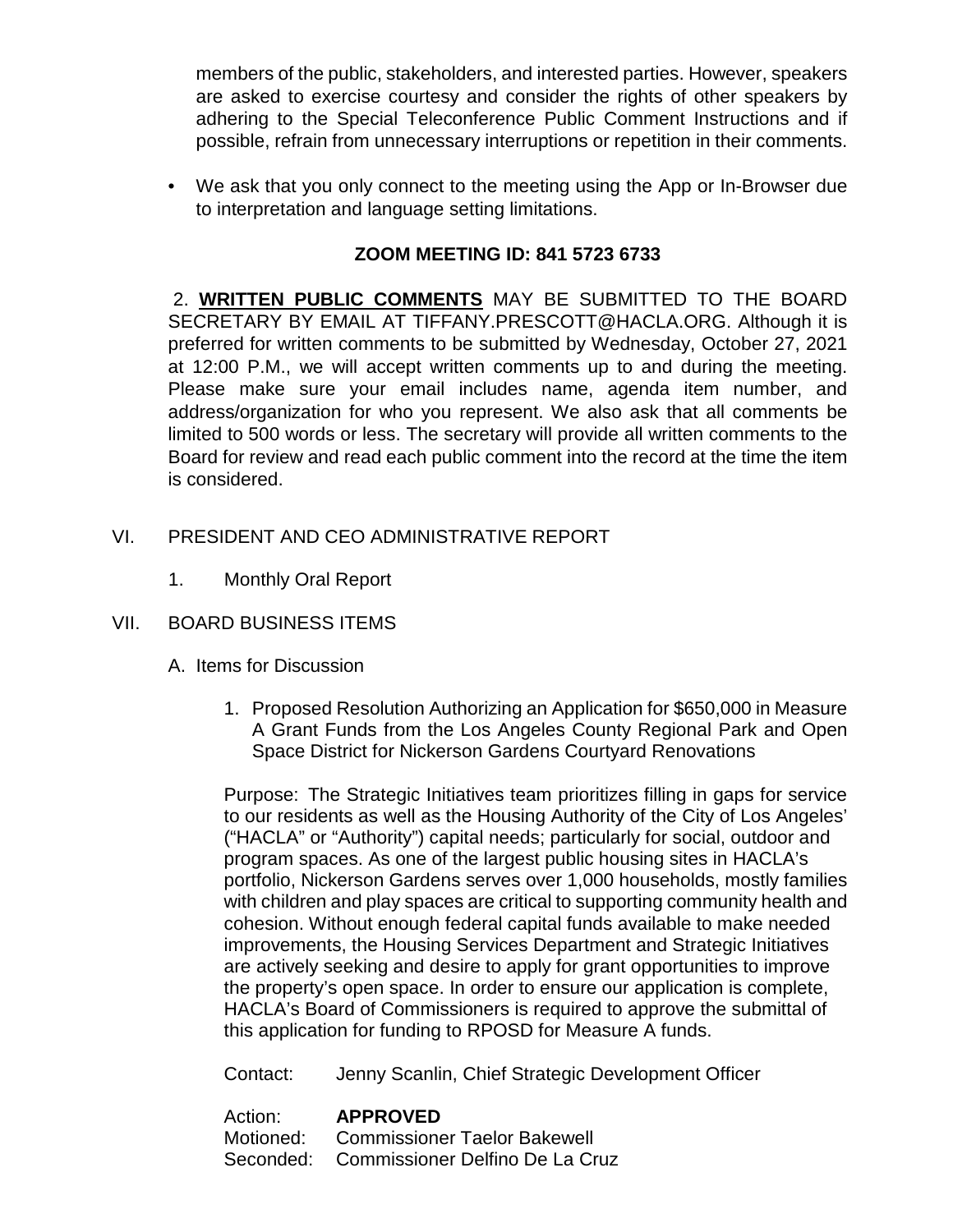members of the public, stakeholders, and interested parties. However, speakers are asked to exercise courtesy and consider the rights of other speakers by adhering to the Special Teleconference Public Comment Instructions and if possible, refrain from unnecessary interruptions or repetition in their comments.

- We ask that you only connect to the meeting using the App or In-Browser due to interpretation and language setting limitations.

**ZOOM MEETING ID: 841 5723 6733**

2. **WRITTEN PUBLIC COMMENTS** MAY BE SUBMITTED TO THE BOARD SECRETARY BY EMAIL AT TIFFANY.PRESCOTT@HACLA.ORG. Although it is preferred for written comments to be submitted by Wednesday, October 27, 2021 at 12:00 P.M., we will accept written comments up to and during the meeting. Please make sure your email includes name, agenda item number, and address/organization for who you represent. We also ask that all comments be limited to 500 words or less. The secretary will provide all written comments to the Board for review and read each public comment into the record at the time the item is considered.

VI. PRESIDENT AND CEO ADMINISTRATIVE REPORT

1. Monthly Oral Report

VII. BOARD BUSINESS ITEMS

A. Items for Discussion

1. Proposed Resolution Authorizing an Application for $650,000 in Measure A Grant Funds from the Los Angeles County Regional Park and Open Space District for Nickerson Gardens Courtyard Renovations

Purpose: The Strategic Initiatives team prioritizes filling in gaps for service to our residents as well as the Housing Authority of the City of Los Angeles' ("HACLA" or "Authority") capital needs; particularly for social, outdoor and program spaces. As one of the largest public housing sites in HACLA's portfolio, Nickerson Gardens serves over 1,000 households, mostly families with children and play spaces are critical to supporting community health and cohesion. Without enough federal capital funds available to make needed improvements, the Housing Services Department and Strategic Initiatives are actively seeking and desire to apply for grant opportunities to improve the property's open space. In order to ensure our application is complete, HACLA's Board of Commissioners is required to approve the submittal of this application for funding to RPOSD for Measure A funds.

Contact: Jenny Scanlin, Chief Strategic Development Officer

Action: **APPROVED**
Motioned: Commissioner Taelor Bakewell
Seconded: Commissioner Delfino De La Cruz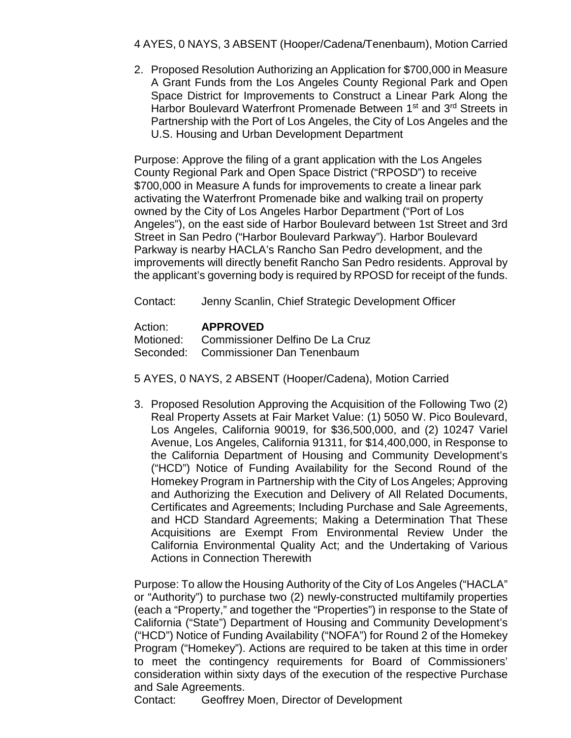4 AYES, 0 NAYS, 3 ABSENT (Hooper/Cadena/Tenenbaum), Motion Carried

2. Proposed Resolution Authorizing an Application for $700,000 in Measure A Grant Funds from the Los Angeles County Regional Park and Open Space District for Improvements to Construct a Linear Park Along the Harbor Boulevard Waterfront Promenade Between 1st and 3rd Streets in Partnership with the Port of Los Angeles, the City of Los Angeles and the U.S. Housing and Urban Development Department

   Purpose: Approve the filing of a grant application with the Los Angeles County Regional Park and Open Space District ("RPOSD") to receive $700,000 in Measure A funds for improvements to create a linear park activating the Waterfront Promenade bike and walking trail on property owned by the City of Los Angeles Harbor Department ("Port of Los Angeles"), on the east side of Harbor Boulevard between 1st Street and 3rd Street in San Pedro ("Harbor Boulevard Parkway"). Harbor Boulevard Parkway is nearby HACLA's Rancho San Pedro development, and the improvements will directly benefit Rancho San Pedro residents. Approval by the applicant's governing body is required by RPOSD for receipt of the funds.

   Contact: Jenny Scanlin, Chief Strategic Development Officer

   Action: **APPROVED**
   Motioned: Commissioner Delfino De La Cruz
   Seconded: Commissioner Dan Tenenbaum

5 AYES, 0 NAYS, 2 ABSENT (Hooper/Cadena), Motion Carried

3. Proposed Resolution Approving the Acquisition of the Following Two (2) Real Property Assets at Fair Market Value: (1) 5050 W. Pico Boulevard, Los Angeles, California 90019, for $36,500,000, and (2) 10247 Variel Avenue, Los Angeles, California 91311, for $14,400,000, in Response to the California Department of Housing and Community Development's ("HCD") Notice of Funding Availability for the Second Round of the Homekey Program in Partnership with the City of Los Angeles; Approving and Authorizing the Execution and Delivery of All Related Documents, Certificates and Agreements; Including Purchase and Sale Agreements, and HCD Standard Agreements; Making a Determination That These Acquisitions are Exempt From Environmental Review Under the California Environmental Quality Act; and the Undertaking of Various Actions in Connection Therewith

   Purpose: To allow the Housing Authority of the City of Los Angeles ("HACLA" or "Authority") to purchase two (2) newly-constructed multifamily properties (each a "Property," and together the "Properties") in response to the State of California ("State") Department of Housing and Community Development's ("HCD") Notice of Funding Availability ("NOFA") for Round 2 of the Homekey Program ("Homekey"). Actions are required to be taken at this time in order to meet the contingency requirements for Board of Commissioners' consideration within sixty days of the execution of the respective Purchase and Sale Agreements.

   Contact: Geoffrey Moen, Director of Development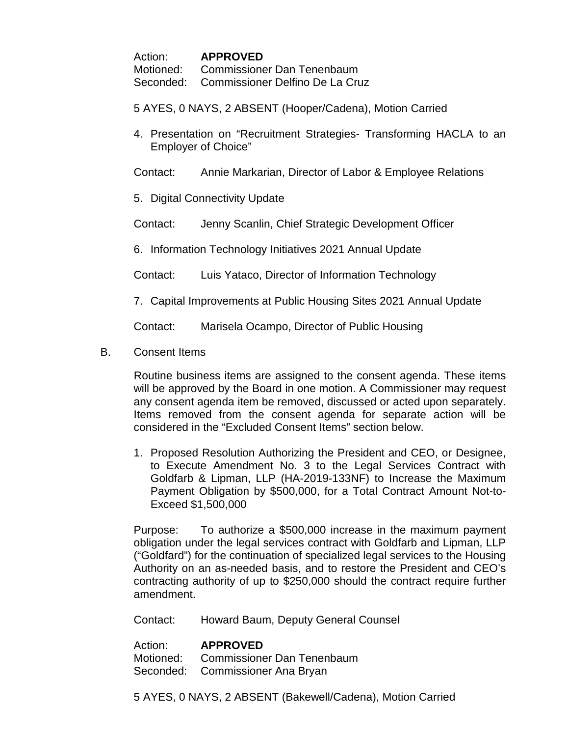Action: **APPROVED**
Motioned: Commissioner Dan Tenenbaum
Seconded: Commissioner Delfino De La Cruz

5 AYES, 0 NAYS, 2 ABSENT (Hooper/Cadena), Motion Carried

4. Presentation on "Recruitment Strategies- Transforming HACLA to an Employer of Choice"

   Contact: Annie Markarian, Director of Labor & Employee Relations

5. Digital Connectivity Update

   Contact: Jenny Scanlin, Chief Strategic Development Officer

6. Information Technology Initiatives 2021 Annual Update

   Contact: Luis Yataco, Director of Information Technology

7. Capital Improvements at Public Housing Sites 2021 Annual Update

   Contact: Marisela Ocampo, Director of Public Housing

B. Consent Items

Routine business items are assigned to the consent agenda. These items will be approved by the Board in one motion. A Commissioner may request any consent agenda item be removed, discussed or acted upon separately. Items removed from the consent agenda for separate action will be considered in the "Excluded Consent Items" section below.

1. Proposed Resolution Authorizing the President and CEO, or Designee, to Execute Amendment No. 3 to the Legal Services Contract with Goldfarb & Lipman, LLP (HA-2019-133NF) to Increase the Maximum Payment Obligation by $500,000, for a Total Contract Amount Not-to-Exceed $1,500,000

Purpose: To authorize a $500,000 increase in the maximum payment obligation under the legal services contract with Goldfarb and Lipman, LLP ("Goldfard") for the continuation of specialized legal services to the Housing Authority on an as-needed basis, and to restore the President and CEO's contracting authority of up to $250,000 should the contract require further amendment.

Contact: Howard Baum, Deputy General Counsel

Action: **APPROVED**
Motioned: Commissioner Dan Tenenbaum
Seconded: Commissioner Ana Bryan

5 AYES, 0 NAYS, 2 ABSENT (Bakewell/Cadena), Motion Carried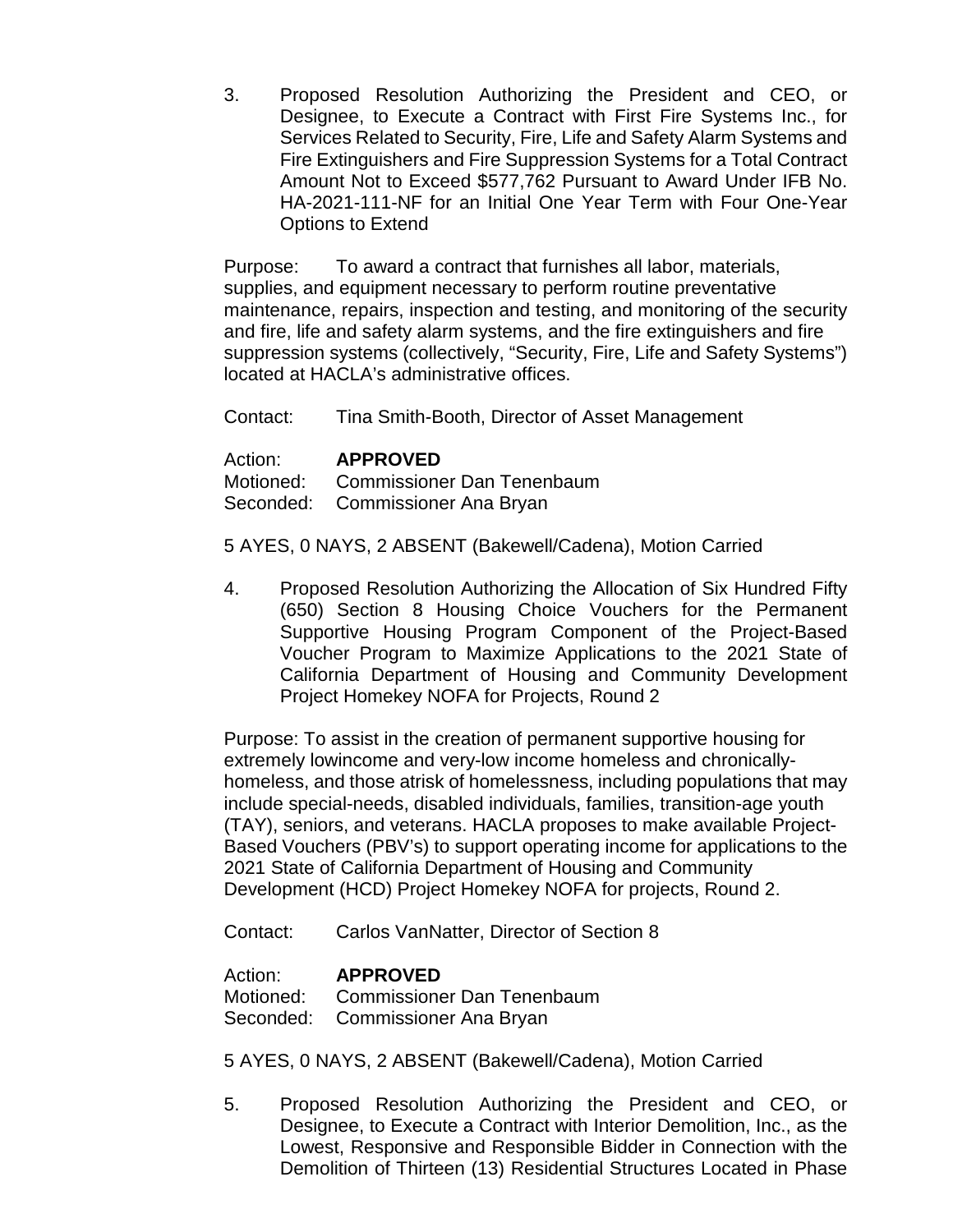3. Proposed Resolution Authorizing the President and CEO, or Designee, to Execute a Contract with First Fire Systems Inc., for Services Related to Security, Fire, Life and Safety Alarm Systems and Fire Extinguishers and Fire Suppression Systems for a Total Contract Amount Not to Exceed $577,762 Pursuant to Award Under IFB No. HA-2021-111-NF for an Initial One Year Term with Four One-Year Options to Extend

Purpose: To award a contract that furnishes all labor, materials, supplies, and equipment necessary to perform routine preventative maintenance, repairs, inspection and testing, and monitoring of the security and fire, life and safety alarm systems, and the fire extinguishers and fire suppression systems (collectively, "Security, Fire, Life and Safety Systems") located at HACLA's administrative offices.

Contact: Tina Smith-Booth, Director of Asset Management

Action: **APPROVED**
Motioned: Commissioner Dan Tenenbaum
Seconded: Commissioner Ana Bryan

5 AYES, 0 NAYS, 2 ABSENT (Bakewell/Cadena), Motion Carried

4. Proposed Resolution Authorizing the Allocation of Six Hundred Fifty (650) Section 8 Housing Choice Vouchers for the Permanent Supportive Housing Program Component of the Project-Based Voucher Program to Maximize Applications to the 2021 State of California Department of Housing and Community Development Project Homekey NOFA for Projects, Round 2

Purpose: To assist in the creation of permanent supportive housing for extremely lowincome and very-low income homeless and chronically-homeless, and those atrisk of homelessness, including populations that may include special-needs, disabled individuals, families, transition-age youth (TAY), seniors, and veterans. HACLA proposes to make available Project-Based Vouchers (PBV's) to support operating income for applications to the 2021 State of California Department of Housing and Community Development (HCD) Project Homekey NOFA for projects, Round 2.

Contact: Carlos VanNatter, Director of Section 8

Action: **APPROVED**
Motioned: Commissioner Dan Tenenbaum
Seconded: Commissioner Ana Bryan

5 AYES, 0 NAYS, 2 ABSENT (Bakewell/Cadena), Motion Carried

5. Proposed Resolution Authorizing the President and CEO, or Designee, to Execute a Contract with Interior Demolition, Inc., as the Lowest, Responsive and Responsible Bidder in Connection with the Demolition of Thirteen (13) Residential Structures Located in Phase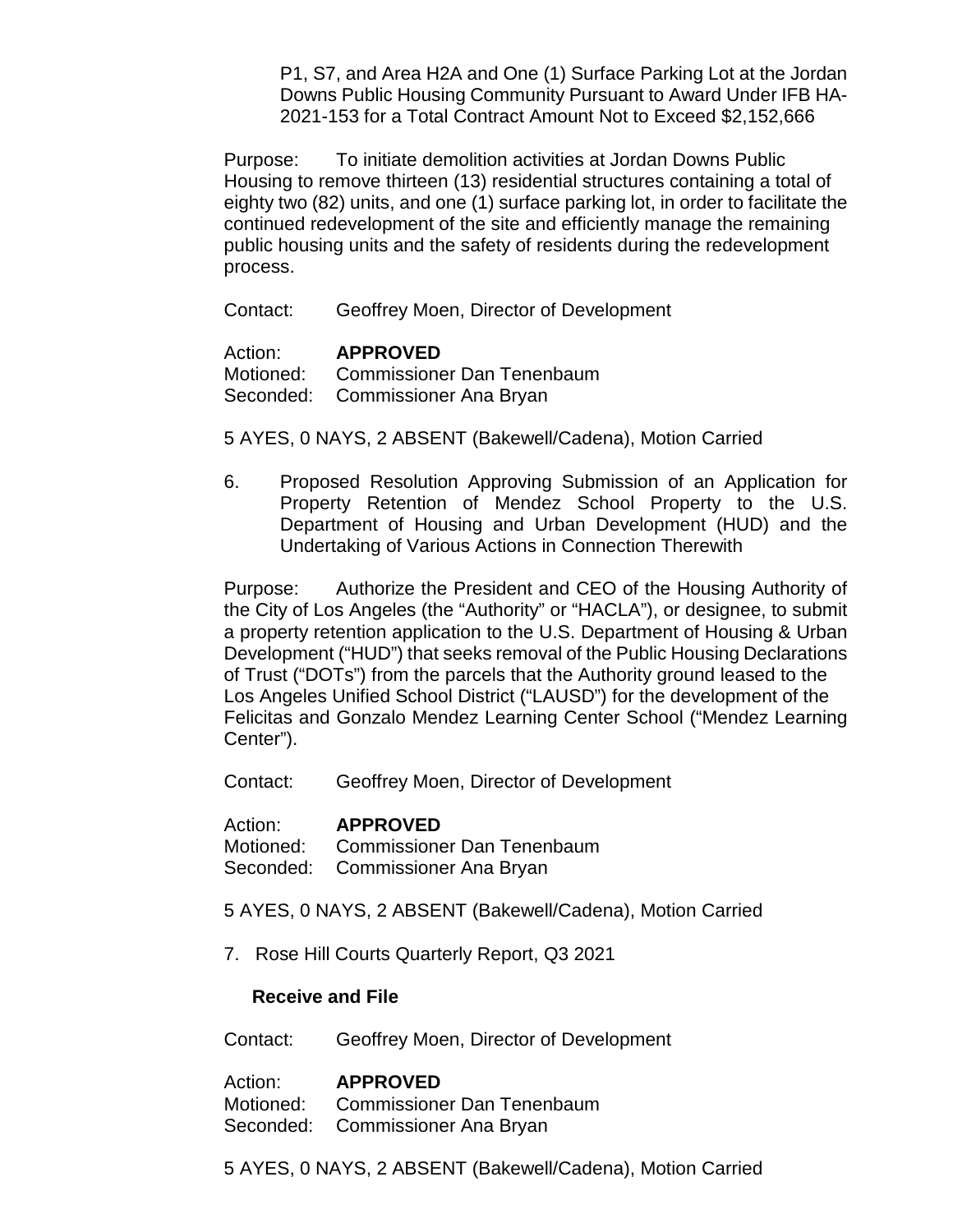P1, S7, and Area H2A and One (1) Surface Parking Lot at the Jordan Downs Public Housing Community Pursuant to Award Under IFB HA-2021-153 for a Total Contract Amount Not to Exceed $2,152,666

Purpose: To initiate demolition activities at Jordan Downs Public Housing to remove thirteen (13) residential structures containing a total of eighty two (82) units, and one (1) surface parking lot, in order to facilitate the continued redevelopment of the site and efficiently manage the remaining public housing units and the safety of residents during the redevelopment process.

Contact: Geoffrey Moen, Director of Development

Action: **APPROVED**
Motioned: Commissioner Dan Tenenbaum
Seconded: Commissioner Ana Bryan

5 AYES, 0 NAYS, 2 ABSENT (Bakewell/Cadena), Motion Carried

6. Proposed Resolution Approving Submission of an Application for Property Retention of Mendez School Property to the U.S. Department of Housing and Urban Development (HUD) and the Undertaking of Various Actions in Connection Therewith

Purpose: Authorize the President and CEO of the Housing Authority of the City of Los Angeles (the "Authority" or "HACLA"), or designee, to submit a property retention application to the U.S. Department of Housing & Urban Development ("HUD") that seeks removal of the Public Housing Declarations of Trust ("DOTs") from the parcels that the Authority ground leased to the Los Angeles Unified School District ("LAUSD") for the development of the Felicitas and Gonzalo Mendez Learning Center School ("Mendez Learning Center").

Contact: Geoffrey Moen, Director of Development

Action: **APPROVED**
Motioned: Commissioner Dan Tenenbaum
Seconded: Commissioner Ana Bryan

5 AYES, 0 NAYS, 2 ABSENT (Bakewell/Cadena), Motion Carried

7. Rose Hill Courts Quarterly Report, Q3 2021

**Receive and File**

Contact: Geoffrey Moen, Director of Development

Action: **APPROVED**
Motioned: Commissioner Dan Tenenbaum
Seconded: Commissioner Ana Bryan

5 AYES, 0 NAYS, 2 ABSENT (Bakewell/Cadena), Motion Carried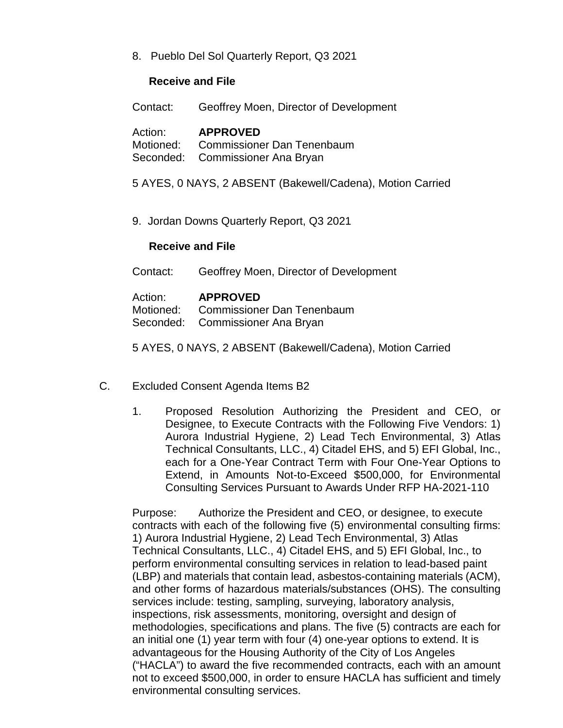8. Pueblo Del Sol Quarterly Report, Q3 2021

**Receive and File**

Contact: Geoffrey Moen, Director of Development

Action: **APPROVED**
Motioned: Commissioner Dan Tenenbaum
Seconded: Commissioner Ana Bryan

5 AYES, 0 NAYS, 2 ABSENT (Bakewell/Cadena), Motion Carried

9. Jordan Downs Quarterly Report, Q3 2021

**Receive and File**

Contact: Geoffrey Moen, Director of Development

Action: **APPROVED**
Motioned: Commissioner Dan Tenenbaum
Seconded: Commissioner Ana Bryan

5 AYES, 0 NAYS, 2 ABSENT (Bakewell/Cadena), Motion Carried

C. Excluded Consent Agenda Items B2

1. Proposed Resolution Authorizing the President and CEO, or Designee, to Execute Contracts with the Following Five Vendors: 1) Aurora Industrial Hygiene, 2) Lead Tech Environmental, 3) Atlas Technical Consultants, LLC., 4) Citadel EHS, and 5) EFI Global, Inc., each for a One-Year Contract Term with Four One-Year Options to Extend, in Amounts Not-to-Exceed $500,000, for Environmental Consulting Services Pursuant to Awards Under RFP HA-2021-110

Purpose: Authorize the President and CEO, or designee, to execute contracts with each of the following five (5) environmental consulting firms: 1) Aurora Industrial Hygiene, 2) Lead Tech Environmental, 3) Atlas Technical Consultants, LLC., 4) Citadel EHS, and 5) EFI Global, Inc., to perform environmental consulting services in relation to lead-based paint (LBP) and materials that contain lead, asbestos-containing materials (ACM), and other forms of hazardous materials/substances (OHS). The consulting services include: testing, sampling, surveying, laboratory analysis, inspections, risk assessments, monitoring, oversight and design of methodologies, specifications and plans. The five (5) contracts are each for an initial one (1) year term with four (4) one-year options to extend. It is advantageous for the Housing Authority of the City of Los Angeles ("HACLA") to award the five recommended contracts, each with an amount not to exceed $500,000, in order to ensure HACLA has sufficient and timely environmental consulting services.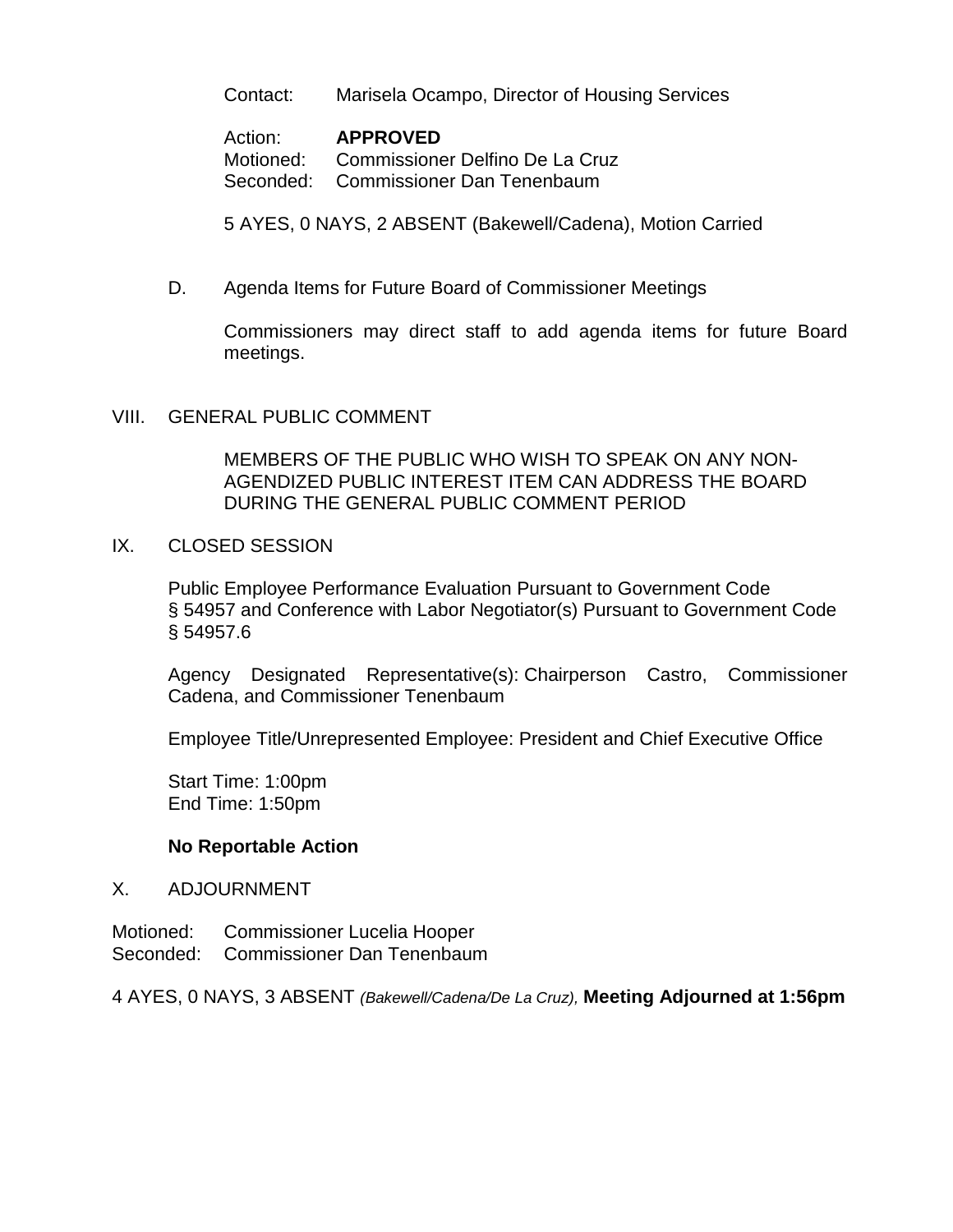Contact: Marisela Ocampo, Director of Housing Services

Action: **APPROVED**
Motioned: Commissioner Delfino De La Cruz
Seconded: Commissioner Dan Tenenbaum

5 AYES, 0 NAYS, 2 ABSENT (Bakewell/Cadena), Motion Carried

D. Agenda Items for Future Board of Commissioner Meetings

Commissioners may direct staff to add agenda items for future Board meetings.

VIII. GENERAL PUBLIC COMMENT

MEMBERS OF THE PUBLIC WHO WISH TO SPEAK ON ANY NON-AGENDIZED PUBLIC INTEREST ITEM CAN ADDRESS THE BOARD DURING THE GENERAL PUBLIC COMMENT PERIOD

IX. CLOSED SESSION

Public Employee Performance Evaluation Pursuant to Government Code § 54957 and Conference with Labor Negotiator(s) Pursuant to Government Code § 54957.6

Agency Designated Representative(s): Chairperson Castro, Commissioner Cadena, and Commissioner Tenenbaum

Employee Title/Unrepresented Employee: President and Chief Executive Office

Start Time: 1:00pm
End Time: 1:50pm

**No Reportable Action**

X. ADJOURNMENT

Motioned: Commissioner Lucelia Hooper
Seconded: Commissioner Dan Tenenbaum

4 AYES, 0 NAYS, 3 ABSENT *(Bakewell/Cadena/De La Cruz),* **Meeting Adjourned at 1:56pm**